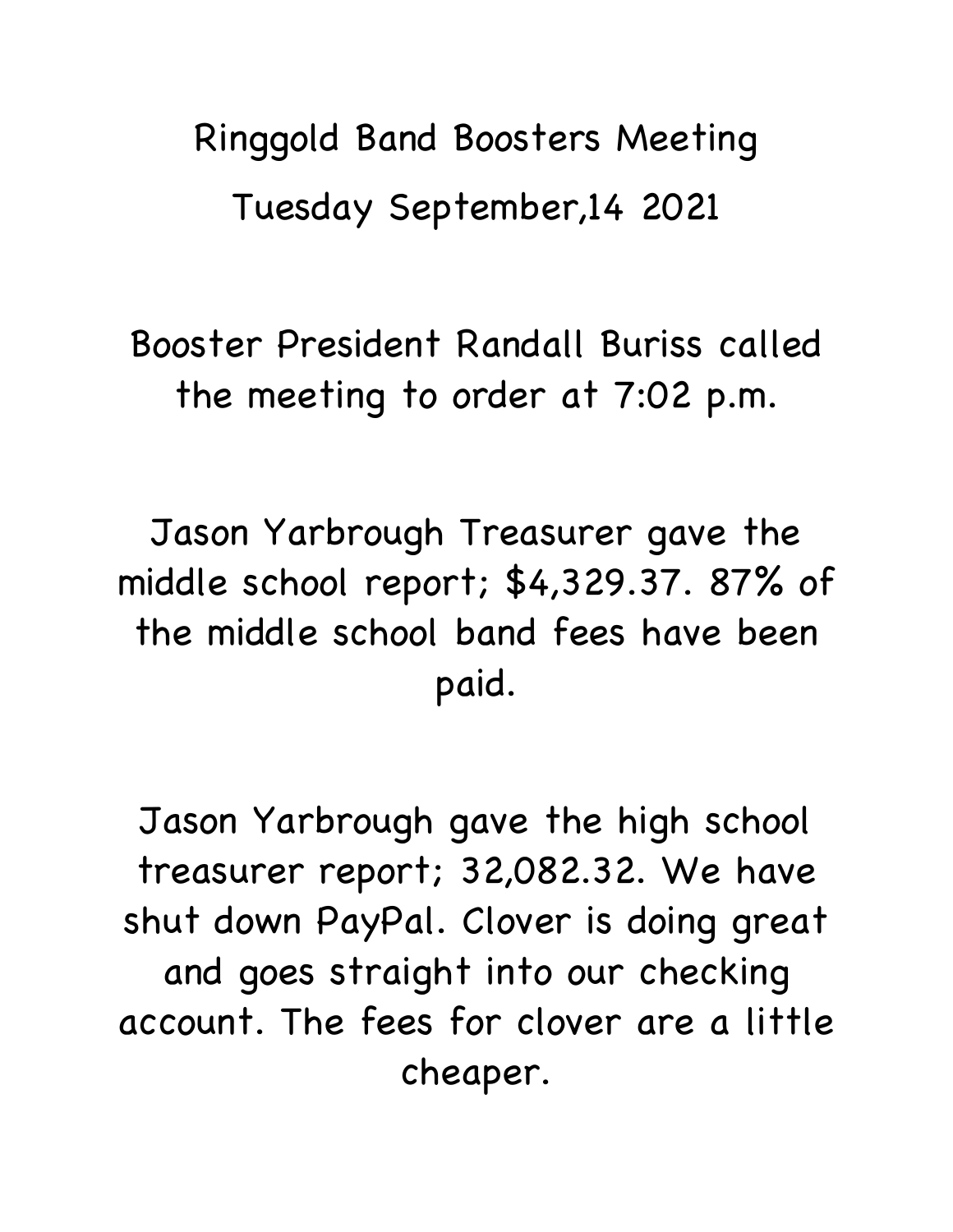# Ringgold Band Boosters Meeting

## Tuesday September,14 2021

Booster President Randall Buriss called the meeting to order at 7:02 p.m.

Jason Yarbrough Treasurer gave the middle school report; $4,329.37. 87% of the middle school band fees have been paid.

Jason Yarbrough gave the high school treasurer report; 32,082.32. We have shut down PayPal. Clover is doing great and goes straight into our checking account. The fees for clover are a little cheaper.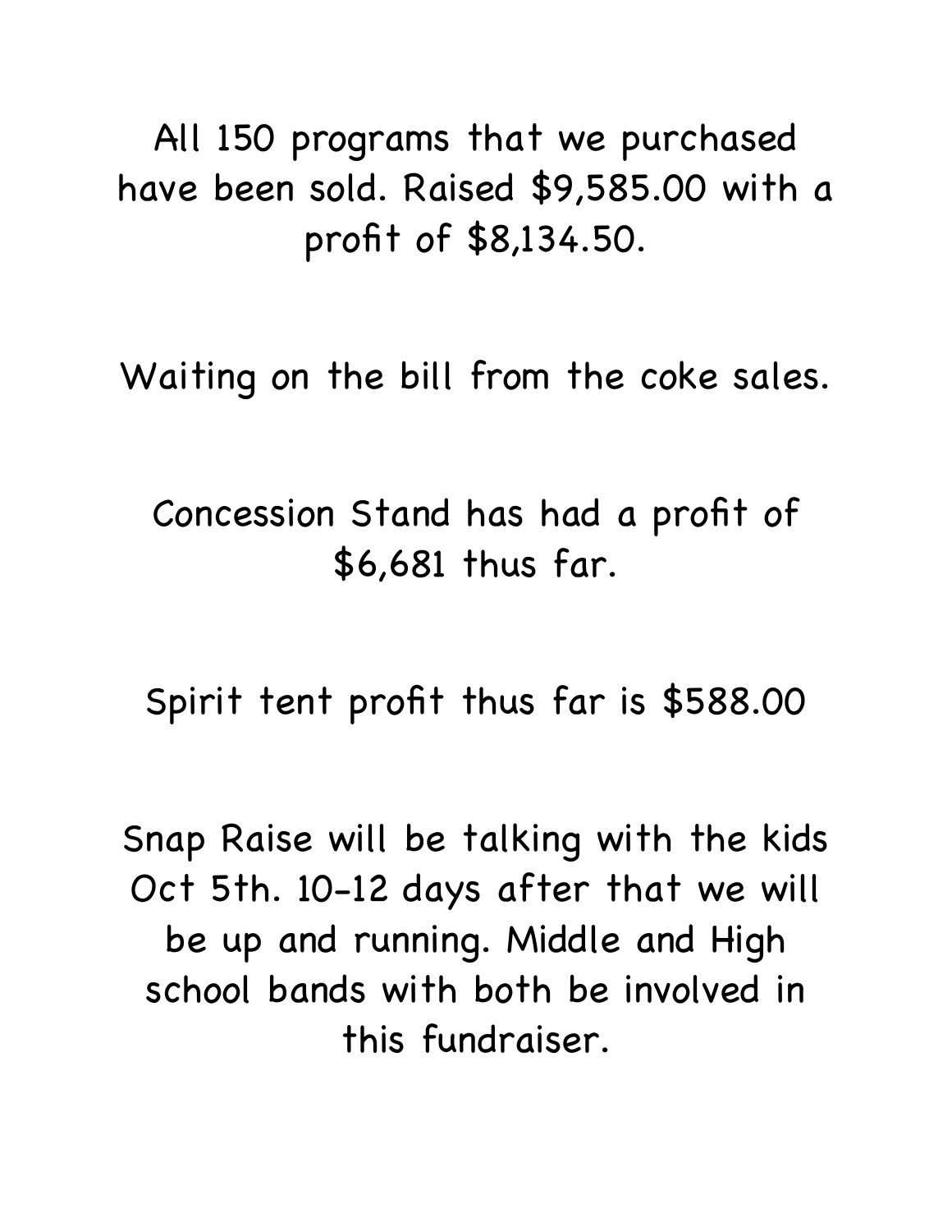All 150 programs that we purchased have been sold. Raised $9,585.00 with a profit of $8,134.50.

Waiting on the bill from the coke sales.

Concession Stand has had a profit of $6,681 thus far.

Spirit tent profit thus far is $588.00

Snap Raise will be talking with the kids Oct 5th. 10-12 days after that we will be up and running. Middle and High school bands with both be involved in this fundraiser.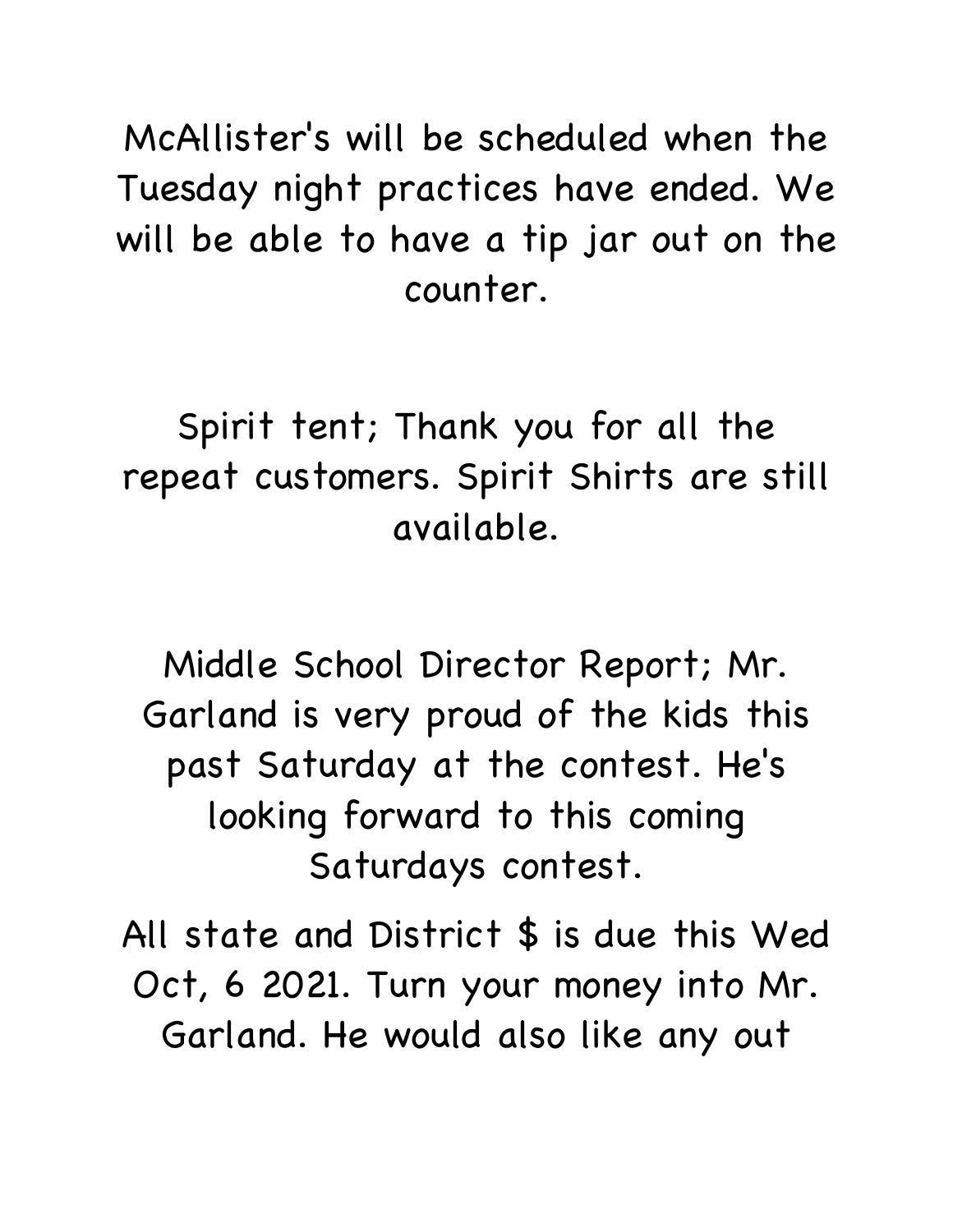McAllister's will be scheduled when the Tuesday night practices have ended. We will be able to have a tip jar out on the counter.

Spirit tent; Thank you for all the repeat customers. Spirit Shirts are still available.

Middle School Director Report; Mr. Garland is very proud of the kids this past Saturday at the contest. He's looking forward to this coming Saturdays contest.

All state and District $ is due this Wed Oct, 6 2021. Turn your money into Mr. Garland. He would also like any out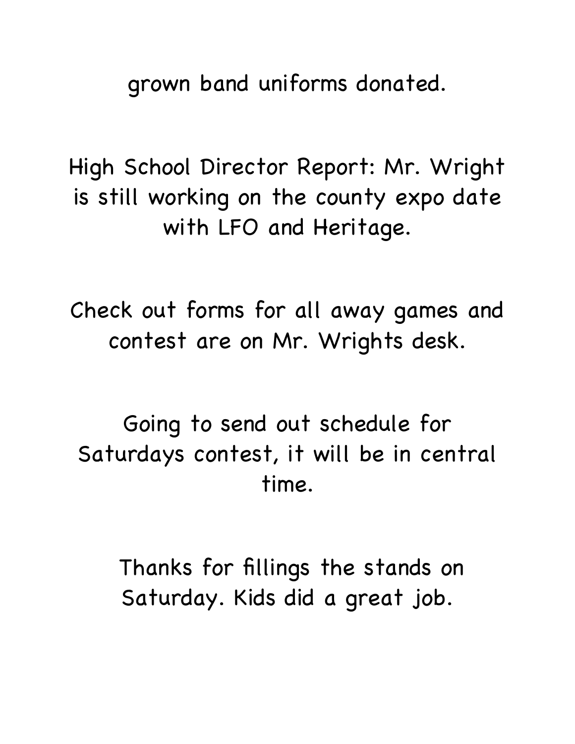grown band uniforms donated.

High School Director Report: Mr. Wright is still working on the county expo date with LFO and Heritage.

Check out forms for all away games and contest are on Mr. Wrights desk.

Going to send out schedule for Saturdays contest, it will be in central time.

Thanks for fillings the stands on Saturday. Kids did a great job.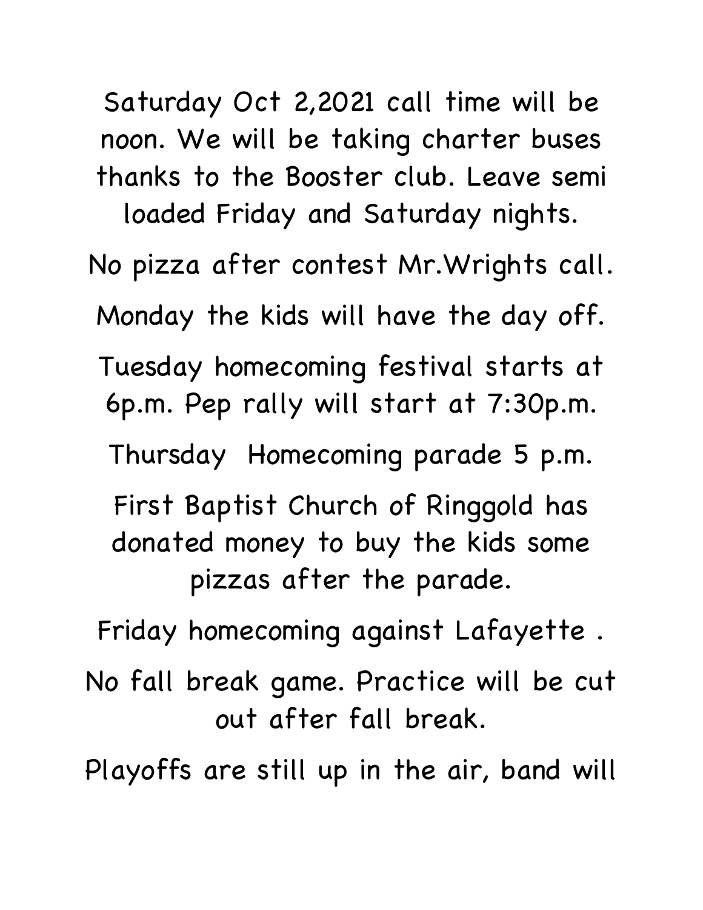Saturday Oct 2,2021 call time will be noon. We will be taking charter buses thanks to the Booster club. Leave semi loaded Friday and Saturday nights.

No pizza after contest Mr.Wrights call.

Monday the kids will have the day off.

Tuesday homecoming festival starts at 6p.m. Pep rally will start at 7:30p.m.

Thursday Homecoming parade 5 p.m.

First Baptist Church of Ringgold has donated money to buy the kids some pizzas after the parade.

Friday homecoming against Lafayette .

No fall break game. Practice will be cut out after fall break.

Playoffs are still up in the air, band will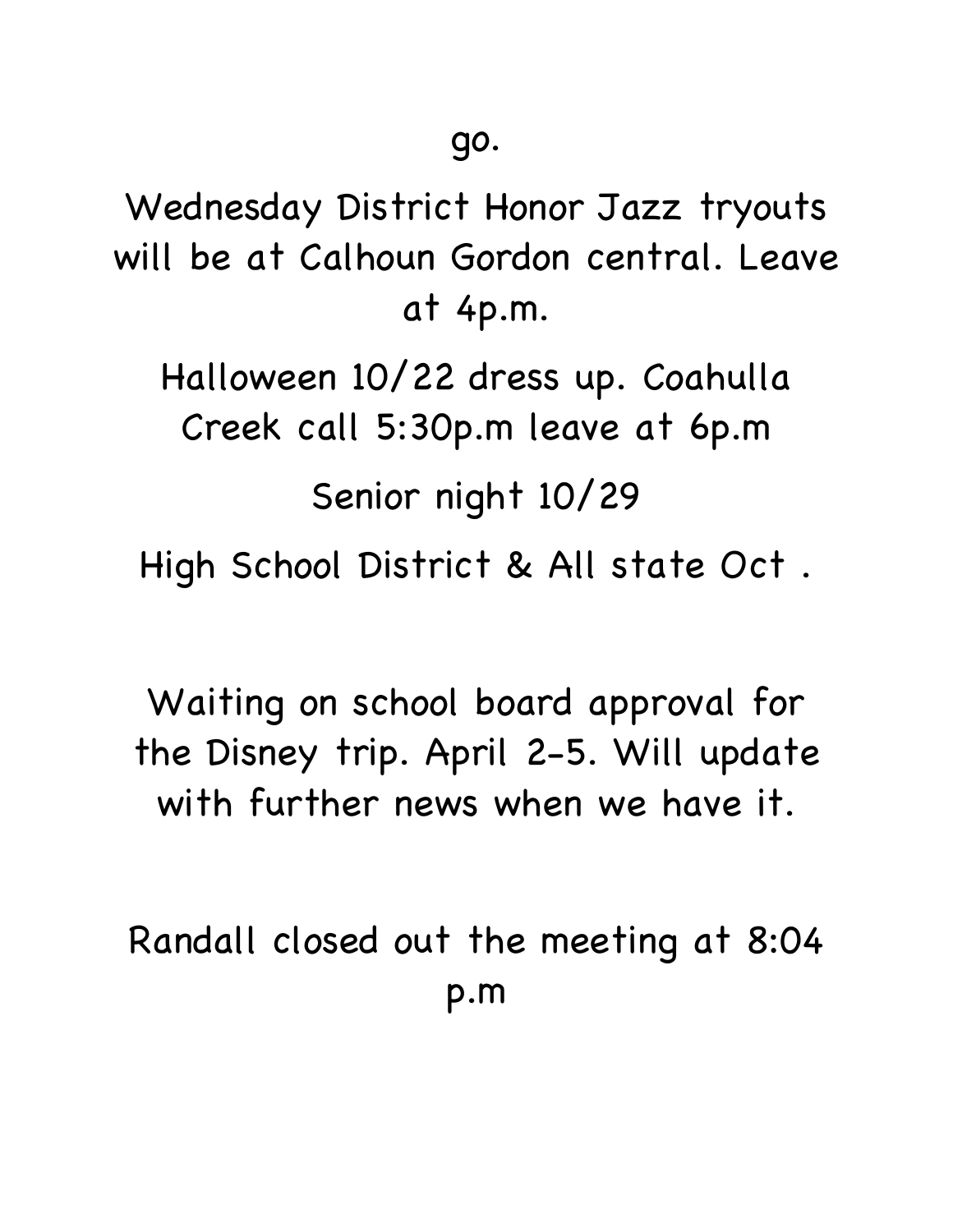go.

Wednesday District Honor Jazz tryouts will be at Calhoun Gordon central. Leave at 4p.m.

Halloween 10/22 dress up. Coahulla Creek call 5:30p.m leave at 6p.m

Senior night 10/29

High School District & All state Oct .

Waiting on school board approval for the Disney trip. April 2-5. Will update with further news when we have it.

Randall closed out the meeting at 8:04 p.m